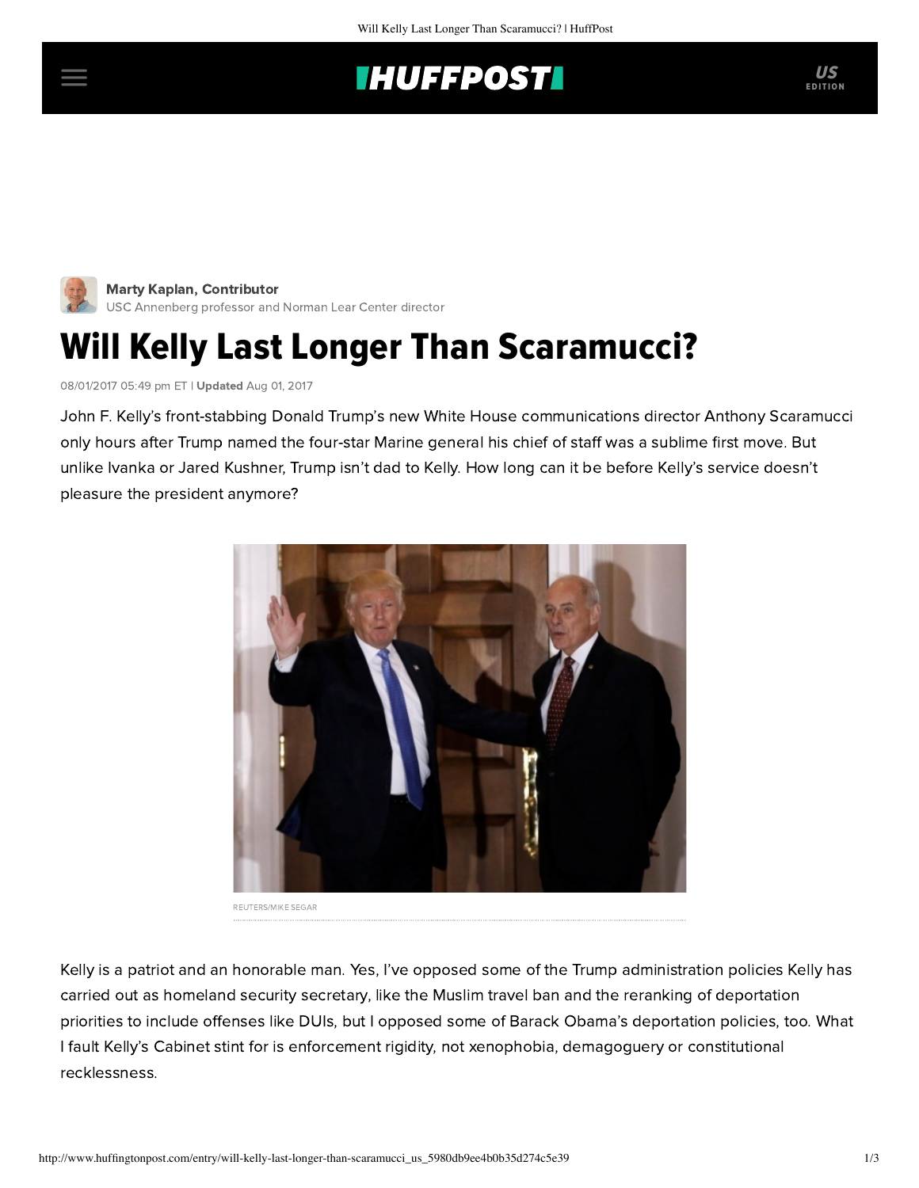Marty Kaplan, Contributor
USC Annenberg professor and Norman Lear Center director

# Will Kelly Last Longer Than Scaramucci?

08/01/2017 05:49 pm ET | **Updated** Aug 01, 2017

John F. Kelly's front-stabbing Donald Trump's new White House communications director Anthony Scaramucci only hours after Trump named the four-star Marine general his chief of staff was a sublime first move. But unlike Ivanka or Jared Kushner, Trump isn't dad to Kelly. How long can it be before Kelly's service doesn't pleasure the president anymore?

REUTERS/MIKE SEGAR

Kelly is a patriot and an honorable man. Yes, I've opposed some of the Trump administration policies Kelly has carried out as homeland security secretary, like the Muslim travel ban and the reranking of deportation priorities to include offenses like DUIs, but I opposed some of Barack Obama's deportation policies, too. What I fault Kelly's Cabinet stint for is enforcement rigidity, not xenophobia, demagoguery or constitutional recklessness.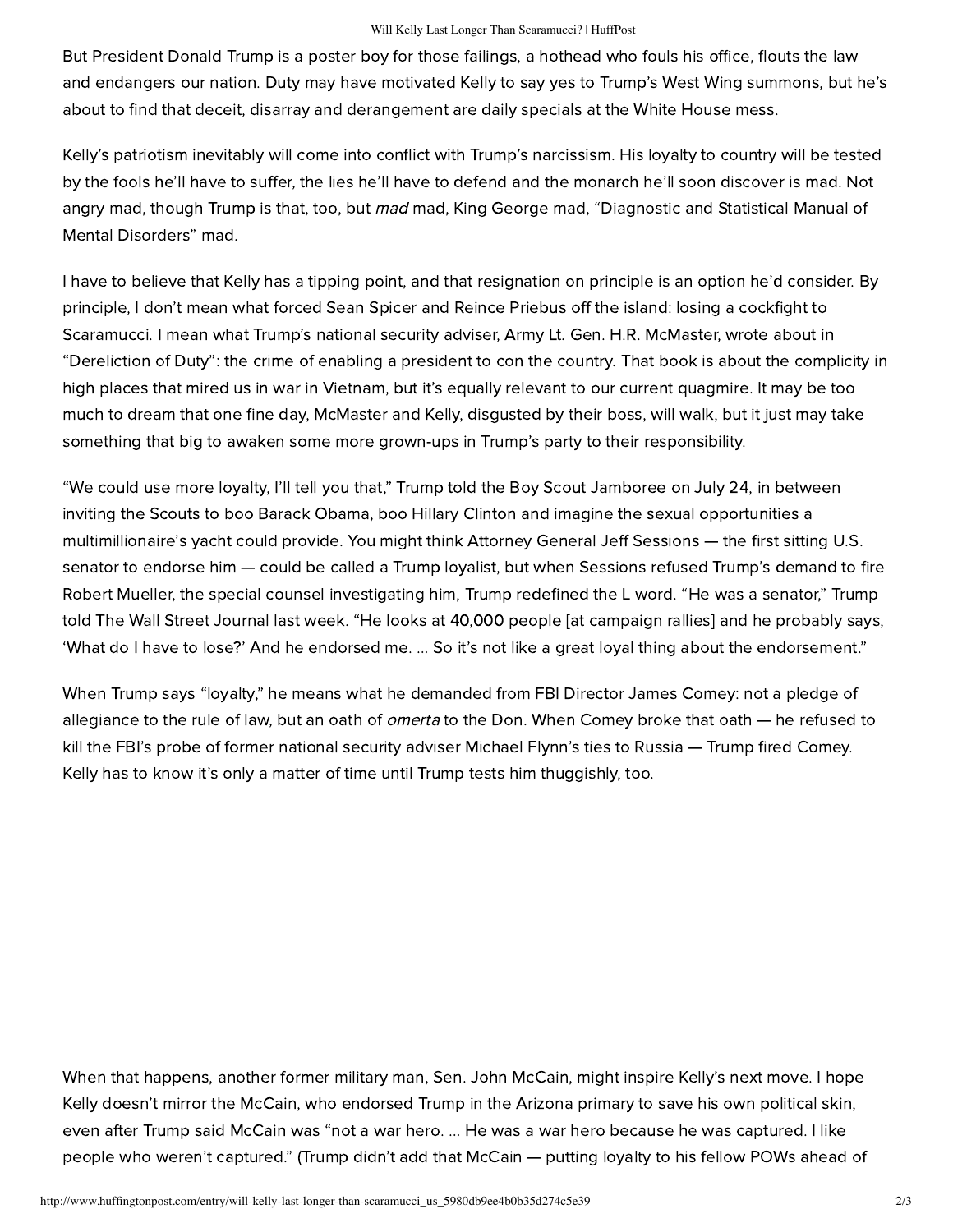But President Donald Trump is a poster boy for those failings, a hothead who fouls his office, flouts the law and endangers our nation. Duty may have motivated Kelly to say yes to Trump's West Wing summons, but he's about to find that deceit, disarray and derangement are daily specials at the White House mess.

Kelly's patriotism inevitably will come into conflict with Trump's narcissism. His loyalty to country will be tested by the fools he'll have to suffer, the lies he'll have to defend and the monarch he'll soon discover is mad. Not angry mad, though Trump is that, too, but *mad* mad, King George mad, "Diagnostic and Statistical Manual of Mental Disorders" mad.

I have to believe that Kelly has a tipping point, and that resignation on principle is an option he'd consider. By principle, I don't mean what forced Sean Spicer and Reince Priebus off the island: losing a cockfight to Scaramucci. I mean what Trump's national security adviser, Army Lt. Gen. H.R. McMaster, wrote about in "Dereliction of Duty": the crime of enabling a president to con the country. That book is about the complicity in high places that mired us in war in Vietnam, but it's equally relevant to our current quagmire. It may be too much to dream that one fine day, McMaster and Kelly, disgusted by their boss, will walk, but it just may take something that big to awaken some more grown-ups in Trump's party to their responsibility.

"We could use more loyalty, I'll tell you that," Trump told the Boy Scout Jamboree on July 24, in between inviting the Scouts to boo Barack Obama, boo Hillary Clinton and imagine the sexual opportunities a multimillionaire's yacht could provide. You might think Attorney General Jeff Sessions — the first sitting U.S. senator to endorse him — could be called a Trump loyalist, but when Sessions refused Trump's demand to fire Robert Mueller, the special counsel investigating him, Trump redefined the L word. "He was a senator," Trump told The Wall Street Journal last week. "He looks at 40,000 people [at campaign rallies] and he probably says, 'What do I have to lose?' And he endorsed me. ... So it's not like a great loyal thing about the endorsement."

When Trump says "loyalty," he means what he demanded from FBI Director James Comey: not a pledge of allegiance to the rule of law, but an oath of *omerta* to the Don. When Comey broke that oath — he refused to kill the FBI's probe of former national security adviser Michael Flynn's ties to Russia — Trump fired Comey. Kelly has to know it's only a matter of time until Trump tests him thuggishly, too.

When that happens, another former military man, Sen. John McCain, might inspire Kelly's next move. I hope Kelly doesn't mirror the McCain, who endorsed Trump in the Arizona primary to save his own political skin, even after Trump said McCain was "not a war hero. ... He was a war hero because he was captured. I like people who weren't captured." (Trump didn't add that McCain — putting loyalty to his fellow POWs ahead of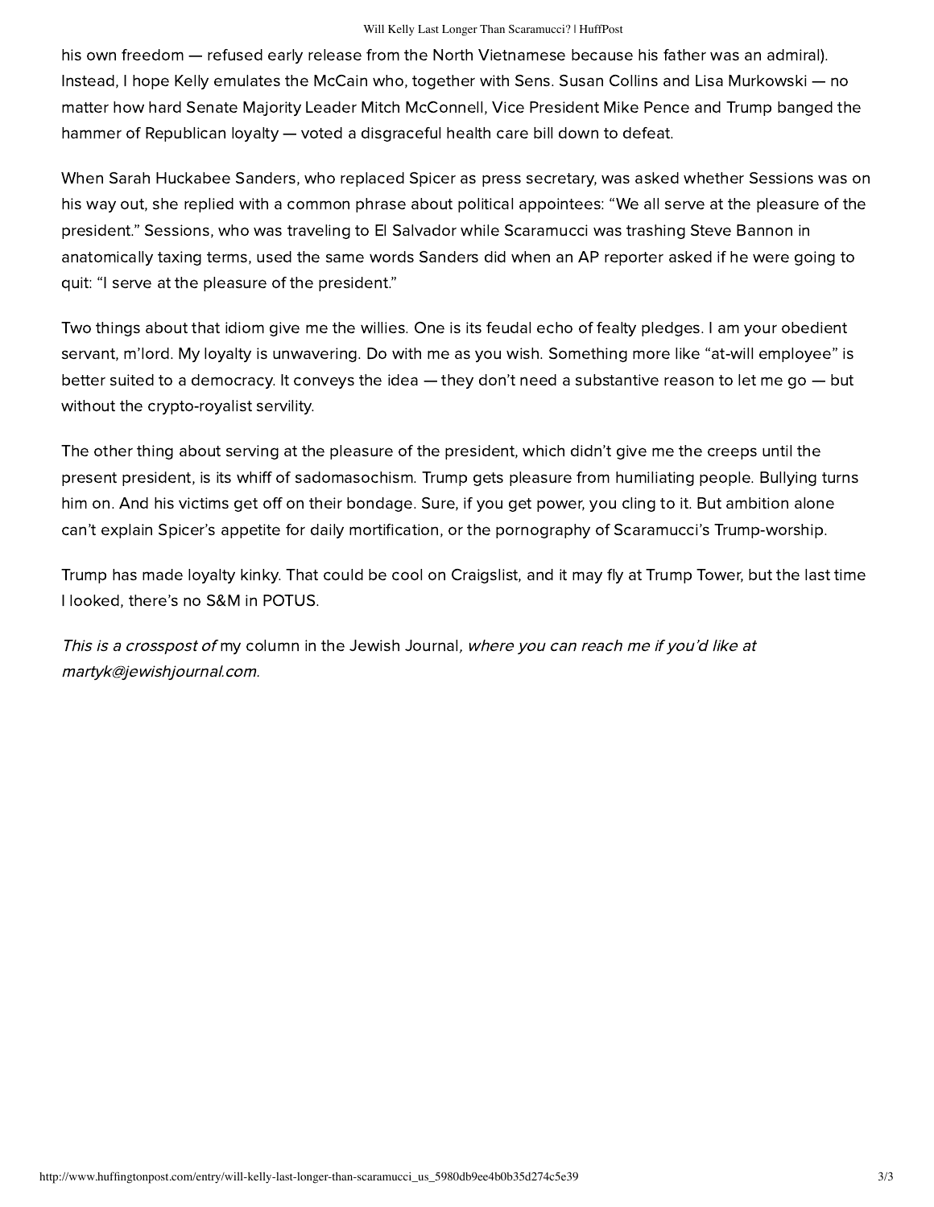his own freedom — refused early release from the North Vietnamese because his father was an admiral). Instead, I hope Kelly emulates the McCain who, together with Sens. Susan Collins and Lisa Murkowski — no matter how hard Senate Majority Leader Mitch McConnell, Vice President Mike Pence and Trump banged the hammer of Republican loyalty — voted a disgraceful health care bill down to defeat.

When Sarah Huckabee Sanders, who replaced Spicer as press secretary, was asked whether Sessions was on his way out, she replied with a common phrase about political appointees: "We all serve at the pleasure of the president." Sessions, who was traveling to El Salvador while Scaramucci was trashing Steve Bannon in anatomically taxing terms, used the same words Sanders did when an AP reporter asked if he were going to quit: "I serve at the pleasure of the president."

Two things about that idiom give me the willies. One is its feudal echo of fealty pledges. I am your obedient servant, m'lord. My loyalty is unwavering. Do with me as you wish. Something more like "at-will employee" is better suited to a democracy. It conveys the idea — they don't need a substantive reason to let me go — but without the crypto-royalist servility.

The other thing about serving at the pleasure of the president, which didn't give me the creeps until the present president, is its whiff of sadomasochism. Trump gets pleasure from humiliating people. Bullying turns him on. And his victims get off on their bondage. Sure, if you get power, you cling to it. But ambition alone can't explain Spicer's appetite for daily mortification, or the pornography of Scaramucci's Trump-worship.

Trump has made loyalty kinky. That could be cool on Craigslist, and it may fly at Trump Tower, but the last time I looked, there's no S&M in POTUS.

*This is a crosspost of* my column in the Jewish Journal*, where you can reach me if you'd like at martyk@jewishjournal.com.*